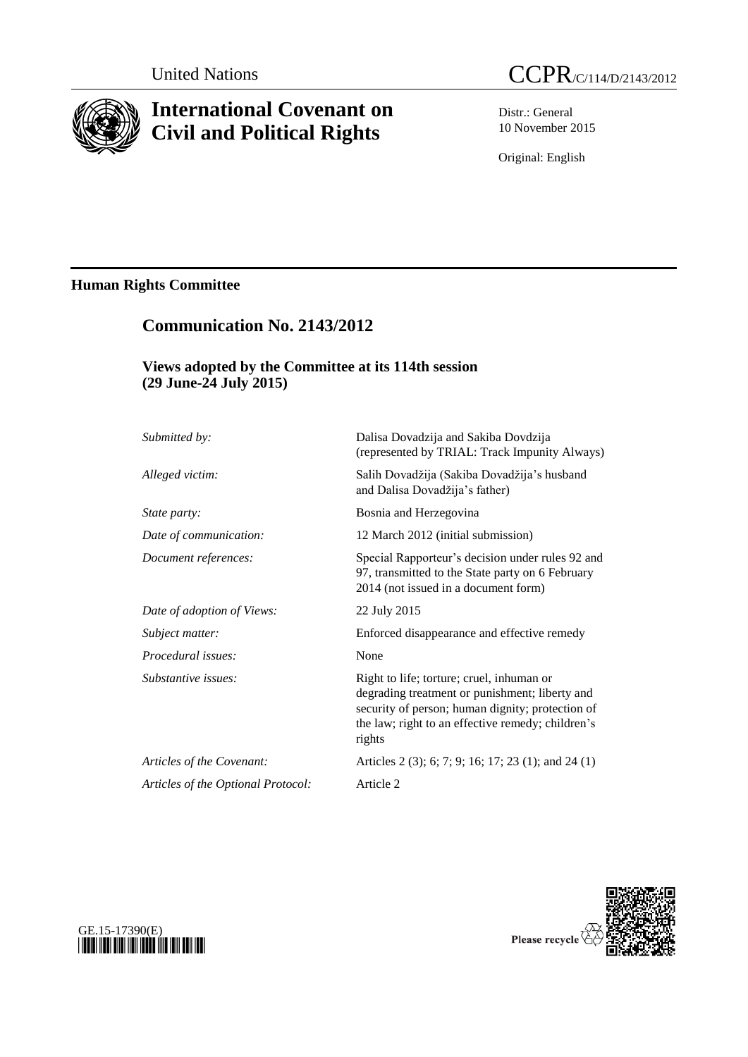United Nations

# CCPR/C/114/D/2143/2012

# International Covenant on Civil and Political Rights

Distr.: General
10 November 2015

Original: English

## Human Rights Committee

## Communication No. 2143/2012

### Views adopted by the Committee at its 114th session (29 June-24 July 2015)

| | |
|---|---|
| *Submitted by:* | Dalisa Dovadzija and Sakiba Dovdzija (represented by TRIAL: Track Impunity Always) |
| *Alleged victim:* | Salih Dovadžija (Sakiba Dovadžija's husband and Dalisa Dovadžija's father) |
| *State party:* | Bosnia and Herzegovina |
| *Date of communication:* | 12 March 2012 (initial submission) |
| *Document references:* | Special Rapporteur's decision under rules 92 and 97, transmitted to the State party on 6 February 2014 (not issued in a document form) |
| *Date of adoption of Views:* | 22 July 2015 |
| *Subject matter:* | Enforced disappearance and effective remedy |
| *Procedural issues:* | None |
| *Substantive issues:* | Right to life; torture; cruel, inhuman or degrading treatment or punishment; liberty and security of person; human dignity; protection of the law; right to an effective remedy; children's rights |
| *Articles of the Covenant:* | Articles 2 (3); 6; 7; 9; 16; 17; 23 (1); and 24 (1) |
| *Articles of the Optional Protocol:* | Article 2 |

GE.15-17390(E)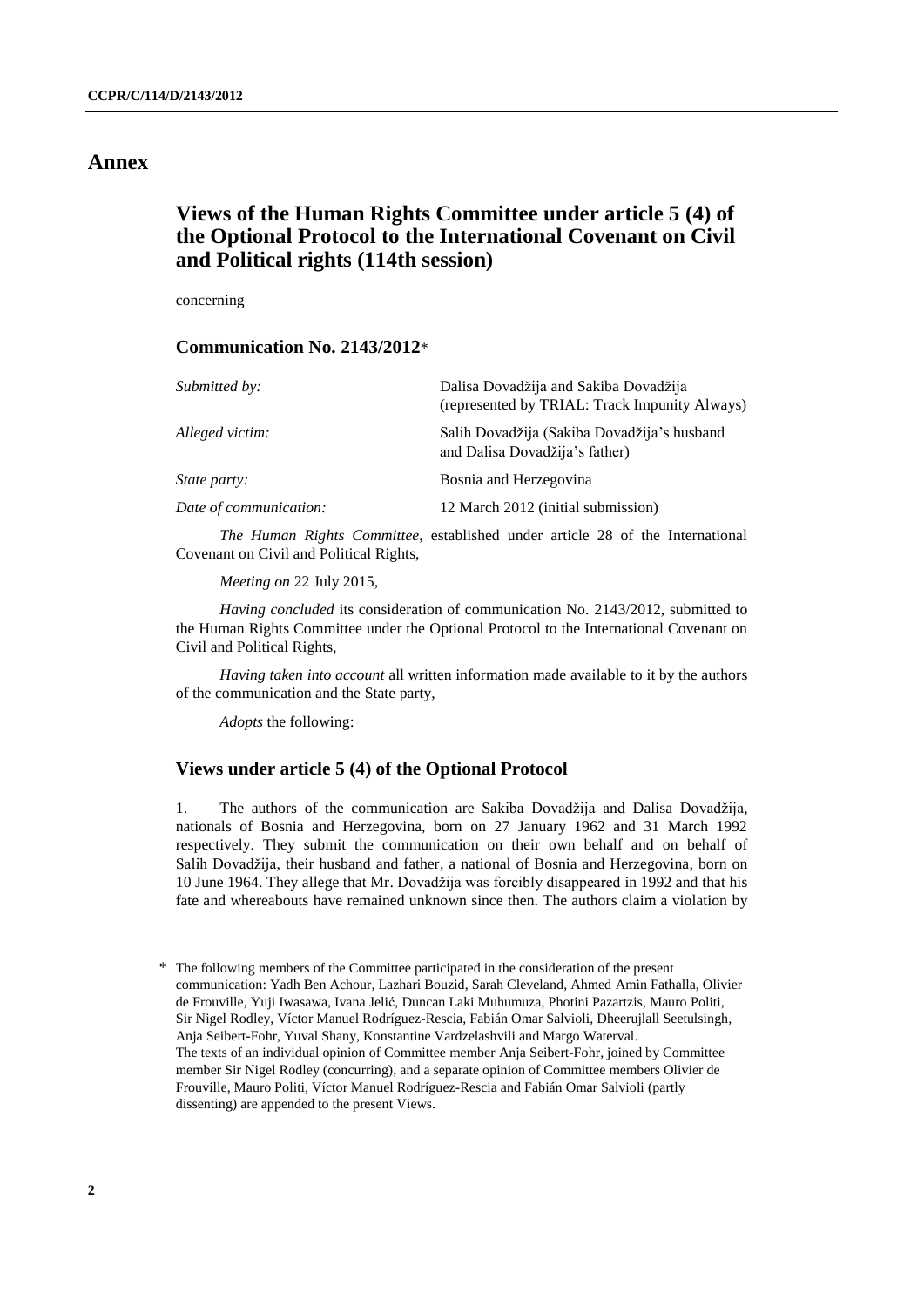# Annex

## Views of the Human Rights Committee under article 5 (4) of the Optional Protocol to the International Covenant on Civil and Political rights (114th session)

concerning

### Communication No. 2143/2012*

| | |
|---|---|
| *Submitted by:* | Dalisa Dovadžija and Sakiba Dovadžija (represented by TRIAL: Track Impunity Always) |
| *Alleged victim:* | Salih Dovadžija (Sakiba Dovadžija's husband and Dalisa Dovadžija's father) |
| *State party:* | Bosnia and Herzegovina |
| *Date of communication:* | 12 March 2012 (initial submission) |

*The Human Rights Committee*, established under article 28 of the International Covenant on Civil and Political Rights,

*Meeting on* 22 July 2015,

*Having concluded* its consideration of communication No. 2143/2012, submitted to the Human Rights Committee under the Optional Protocol to the International Covenant on Civil and Political Rights,

*Having taken into account* all written information made available to it by the authors of the communication and the State party,

*Adopts* the following:

### Views under article 5 (4) of the Optional Protocol

1. The authors of the communication are Sakiba Dovadžija and Dalisa Dovadžija, nationals of Bosnia and Herzegovina, born on 27 January 1962 and 31 March 1992 respectively. They submit the communication on their own behalf and on behalf of Salih Dovadžija, their husband and father, a national of Bosnia and Herzegovina, born on 10 June 1964. They allege that Mr. Dovadžija was forcibly disappeared in 1992 and that his fate and whereabouts have remained unknown since then. The authors claim a violation by

---

\* The following members of the Committee participated in the consideration of the present communication: Yadh Ben Achour, Lazhari Bouzid, Sarah Cleveland, Ahmed Amin Fathalla, Olivier de Frouville, Yuji Iwasawa, Ivana Jelić, Duncan Laki Muhumuza, Photini Pazartzis, Mauro Politi, Sir Nigel Rodley, Víctor Manuel Rodríguez-Rescia, Fabián Omar Salvioli, Dheerujlall Seetulsingh, Anja Seibert-Fohr, Yuval Shany, Konstantine Vardzelashvili and Margo Waterval.
The texts of an individual opinion of Committee member Anja Seibert-Fohr, joined by Committee member Sir Nigel Rodley (concurring), and a separate opinion of Committee members Olivier de Frouville, Mauro Politi, Víctor Manuel Rodríguez-Rescia and Fabián Omar Salvioli (partly dissenting) are appended to the present Views.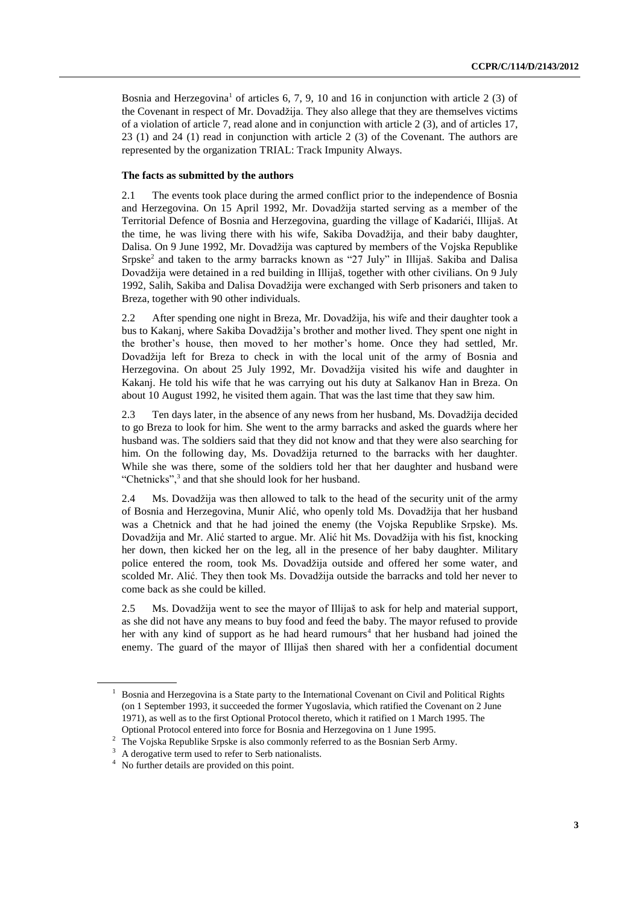Bosnia and Herzegovina[1] of articles 6, 7, 9, 10 and 16 in conjunction with article 2 (3) of the Covenant in respect of Mr. Dovadžija. They also allege that they are themselves victims of a violation of article 7, read alone and in conjunction with article 2 (3), and of articles 17, 23 (1) and 24 (1) read in conjunction with article 2 (3) of the Covenant. The authors are represented by the organization TRIAL: Track Impunity Always.

**The facts as submitted by the authors**

2.1 The events took place during the armed conflict prior to the independence of Bosnia and Herzegovina. On 15 April 1992, Mr. Dovadžija started serving as a member of the Territorial Defence of Bosnia and Herzegovina, guarding the village of Kadarići, Illijaš. At the time, he was living there with his wife, Sakiba Dovadžija, and their baby daughter, Dalisa. On 9 June 1992, Mr. Dovadžija was captured by members of the Vojska Republike Srpske[2] and taken to the army barracks known as "27 July" in Illijaš. Sakiba and Dalisa Dovadžija were detained in a red building in Illijaš, together with other civilians. On 9 July 1992, Salih, Sakiba and Dalisa Dovadžija were exchanged with Serb prisoners and taken to Breza, together with 90 other individuals.

2.2 After spending one night in Breza, Mr. Dovadžija, his wife and their daughter took a bus to Kakanj, where Sakiba Dovadžija's brother and mother lived. They spent one night in the brother's house, then moved to her mother's home. Once they had settled, Mr. Dovadžija left for Breza to check in with the local unit of the army of Bosnia and Herzegovina. On about 25 July 1992, Mr. Dovadžija visited his wife and daughter in Kakanj. He told his wife that he was carrying out his duty at Salkanov Han in Breza. On about 10 August 1992, he visited them again. That was the last time that they saw him.

2.3 Ten days later, in the absence of any news from her husband, Ms. Dovadžija decided to go Breza to look for him. She went to the army barracks and asked the guards where her husband was. The soldiers said that they did not know and that they were also searching for him. On the following day, Ms. Dovadžija returned to the barracks with her daughter. While she was there, some of the soldiers told her that her daughter and husband were "Chetnicks",[3] and that she should look for her husband.

2.4 Ms. Dovadžija was then allowed to talk to the head of the security unit of the army of Bosnia and Herzegovina, Munir Alić, who openly told Ms. Dovadžija that her husband was a Chetnick and that he had joined the enemy (the Vojska Republike Srpske). Ms. Dovadžija and Mr. Alić started to argue. Mr. Alić hit Ms. Dovadžija with his fist, knocking her down, then kicked her on the leg, all in the presence of her baby daughter. Military police entered the room, took Ms. Dovadžija outside and offered her some water, and scolded Mr. Alić. They then took Ms. Dovadžija outside the barracks and told her never to come back as she could be killed.

2.5 Ms. Dovadžija went to see the mayor of Illijaš to ask for help and material support, as she did not have any means to buy food and feed the baby. The mayor refused to provide her with any kind of support as he had heard rumours[4] that her husband had joined the enemy. The guard of the mayor of Illijaš then shared with her a confidential document

---

[1] Bosnia and Herzegovina is a State party to the International Covenant on Civil and Political Rights (on 1 September 1993, it succeeded the former Yugoslavia, which ratified the Covenant on 2 June 1971), as well as to the first Optional Protocol thereto, which it ratified on 1 March 1995. The Optional Protocol entered into force for Bosnia and Herzegovina on 1 June 1995.

[2] The Vojska Republike Srpske is also commonly referred to as the Bosnian Serb Army.

[3] A derogative term used to refer to Serb nationalists.

[4] No further details are provided on this point.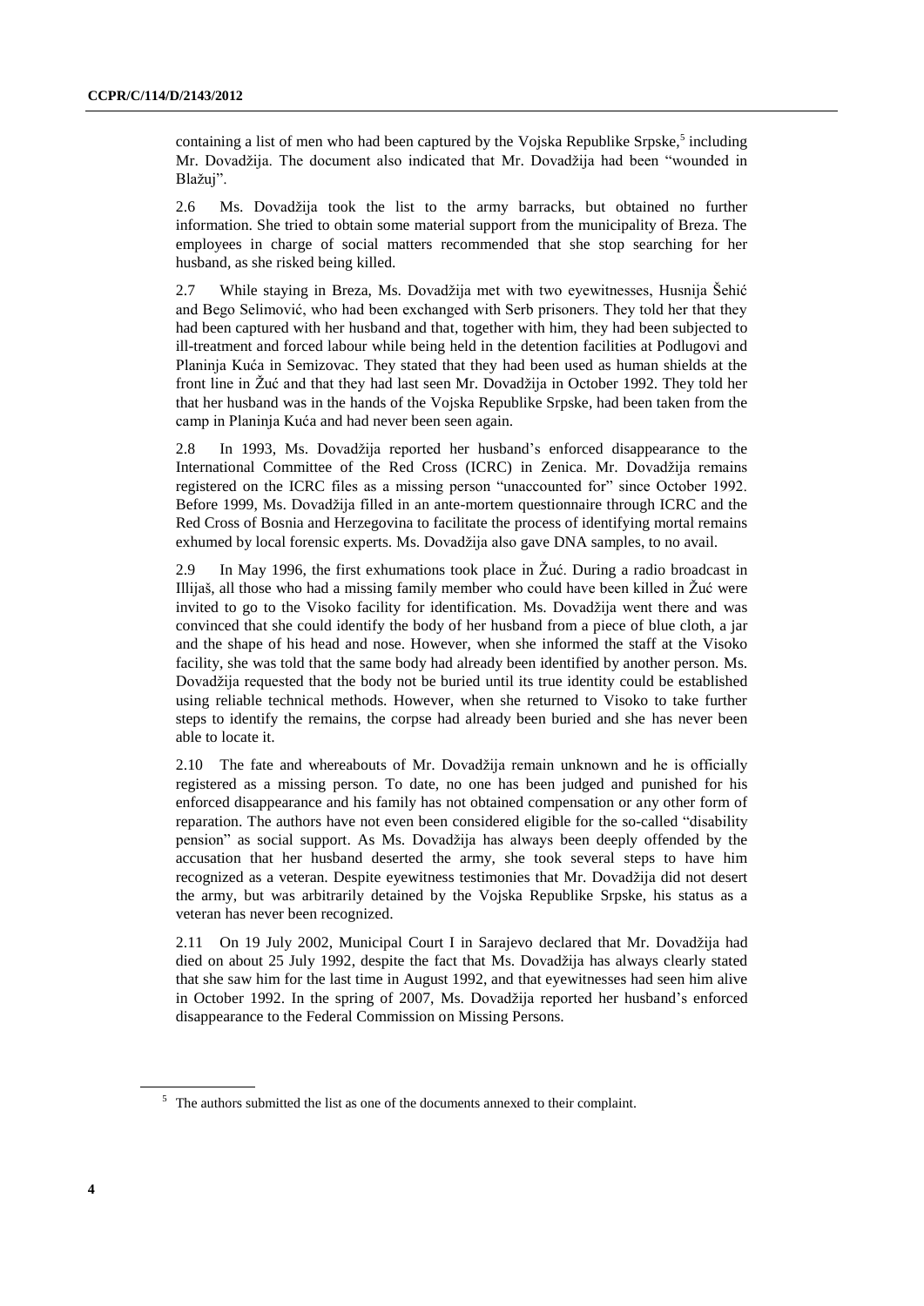containing a list of men who had been captured by the Vojska Republike Srpske,[5] including Mr. Dovadžija. The document also indicated that Mr. Dovadžija had been "wounded in Blažuj".

2.6 Ms. Dovadžija took the list to the army barracks, but obtained no further information. She tried to obtain some material support from the municipality of Breza. The employees in charge of social matters recommended that she stop searching for her husband, as she risked being killed.

2.7 While staying in Breza, Ms. Dovadžija met with two eyewitnesses, Husnija Šehić and Bego Selimović, who had been exchanged with Serb prisoners. They told her that they had been captured with her husband and that, together with him, they had been subjected to ill-treatment and forced labour while being held in the detention facilities at Podlugovi and Planinja Kuća in Semizovac. They stated that they had been used as human shields at the front line in Žuć and that they had last seen Mr. Dovadžija in October 1992. They told her that her husband was in the hands of the Vojska Republike Srpske, had been taken from the camp in Planinja Kuća and had never been seen again.

2.8 In 1993, Ms. Dovadžija reported her husband's enforced disappearance to the International Committee of the Red Cross (ICRC) in Zenica. Mr. Dovadžija remains registered on the ICRC files as a missing person "unaccounted for" since October 1992. Before 1999, Ms. Dovadžija filled in an ante-mortem questionnaire through ICRC and the Red Cross of Bosnia and Herzegovina to facilitate the process of identifying mortal remains exhumed by local forensic experts. Ms. Dovadžija also gave DNA samples, to no avail.

2.9 In May 1996, the first exhumations took place in Žuć. During a radio broadcast in Illijaš, all those who had a missing family member who could have been killed in Žuć were invited to go to the Visoko facility for identification. Ms. Dovadžija went there and was convinced that she could identify the body of her husband from a piece of blue cloth, a jar and the shape of his head and nose. However, when she informed the staff at the Visoko facility, she was told that the same body had already been identified by another person. Ms. Dovadžija requested that the body not be buried until its true identity could be established using reliable technical methods. However, when she returned to Visoko to take further steps to identify the remains, the corpse had already been buried and she has never been able to locate it.

2.10 The fate and whereabouts of Mr. Dovadžija remain unknown and he is officially registered as a missing person. To date, no one has been judged and punished for his enforced disappearance and his family has not obtained compensation or any other form of reparation. The authors have not even been considered eligible for the so-called "disability pension" as social support. As Ms. Dovadžija has always been deeply offended by the accusation that her husband deserted the army, she took several steps to have him recognized as a veteran. Despite eyewitness testimonies that Mr. Dovadžija did not desert the army, but was arbitrarily detained by the Vojska Republike Srpske, his status as a veteran has never been recognized.

2.11 On 19 July 2002, Municipal Court I in Sarajevo declared that Mr. Dovadžija had died on about 25 July 1992, despite the fact that Ms. Dovadžija has always clearly stated that she saw him for the last time in August 1992, and that eyewitnesses had seen him alive in October 1992. In the spring of 2007, Ms. Dovadžija reported her husband's enforced disappearance to the Federal Commission on Missing Persons.

---

[5] The authors submitted the list as one of the documents annexed to their complaint.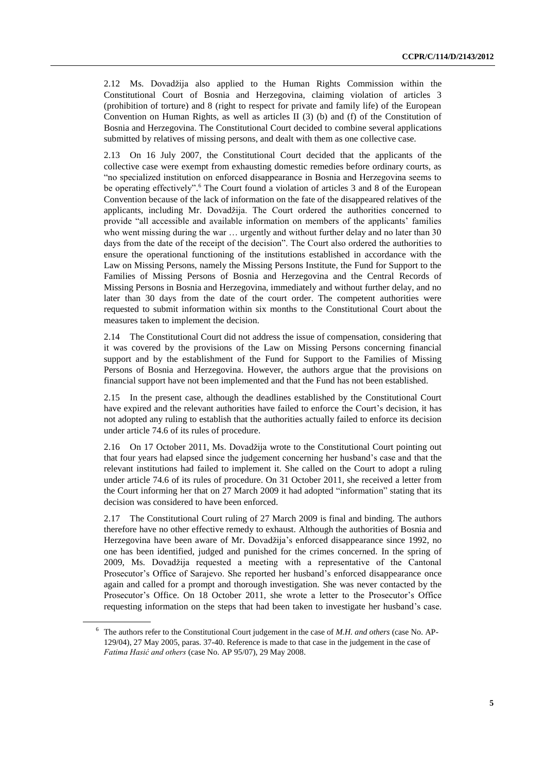2.12 Ms. Dovadžija also applied to the Human Rights Commission within the Constitutional Court of Bosnia and Herzegovina, claiming violation of articles 3 (prohibition of torture) and 8 (right to respect for private and family life) of the European Convention on Human Rights, as well as articles II (3) (b) and (f) of the Constitution of Bosnia and Herzegovina. The Constitutional Court decided to combine several applications submitted by relatives of missing persons, and dealt with them as one collective case.

2.13 On 16 July 2007, the Constitutional Court decided that the applicants of the collective case were exempt from exhausting domestic remedies before ordinary courts, as "no specialized institution on enforced disappearance in Bosnia and Herzegovina seems to be operating effectively".[6] The Court found a violation of articles 3 and 8 of the European Convention because of the lack of information on the fate of the disappeared relatives of the applicants, including Mr. Dovadžija. The Court ordered the authorities concerned to provide "all accessible and available information on members of the applicants' families who went missing during the war … urgently and without further delay and no later than 30 days from the date of the receipt of the decision". The Court also ordered the authorities to ensure the operational functioning of the institutions established in accordance with the Law on Missing Persons, namely the Missing Persons Institute, the Fund for Support to the Families of Missing Persons of Bosnia and Herzegovina and the Central Records of Missing Persons in Bosnia and Herzegovina, immediately and without further delay, and no later than 30 days from the date of the court order. The competent authorities were requested to submit information within six months to the Constitutional Court about the measures taken to implement the decision.

2.14 The Constitutional Court did not address the issue of compensation, considering that it was covered by the provisions of the Law on Missing Persons concerning financial support and by the establishment of the Fund for Support to the Families of Missing Persons of Bosnia and Herzegovina. However, the authors argue that the provisions on financial support have not been implemented and that the Fund has not been established.

2.15 In the present case, although the deadlines established by the Constitutional Court have expired and the relevant authorities have failed to enforce the Court's decision, it has not adopted any ruling to establish that the authorities actually failed to enforce its decision under article 74.6 of its rules of procedure.

2.16 On 17 October 2011, Ms. Dovadžija wrote to the Constitutional Court pointing out that four years had elapsed since the judgement concerning her husband's case and that the relevant institutions had failed to implement it. She called on the Court to adopt a ruling under article 74.6 of its rules of procedure. On 31 October 2011, she received a letter from the Court informing her that on 27 March 2009 it had adopted "information" stating that its decision was considered to have been enforced.

2.17 The Constitutional Court ruling of 27 March 2009 is final and binding. The authors therefore have no other effective remedy to exhaust. Although the authorities of Bosnia and Herzegovina have been aware of Mr. Dovadžija's enforced disappearance since 1992, no one has been identified, judged and punished for the crimes concerned. In the spring of 2009, Ms. Dovadžija requested a meeting with a representative of the Cantonal Prosecutor's Office of Sarajevo. She reported her husband's enforced disappearance once again and called for a prompt and thorough investigation. She was never contacted by the Prosecutor's Office. On 18 October 2011, she wrote a letter to the Prosecutor's Office requesting information on the steps that had been taken to investigate her husband's case.

[6] The authors refer to the Constitutional Court judgement in the case of *M.H. and others* (case No. AP-129/04), 27 May 2005, paras. 37-40. Reference is made to that case in the judgement in the case of *Fatima Hasić and others* (case No. AP 95/07), 29 May 2008.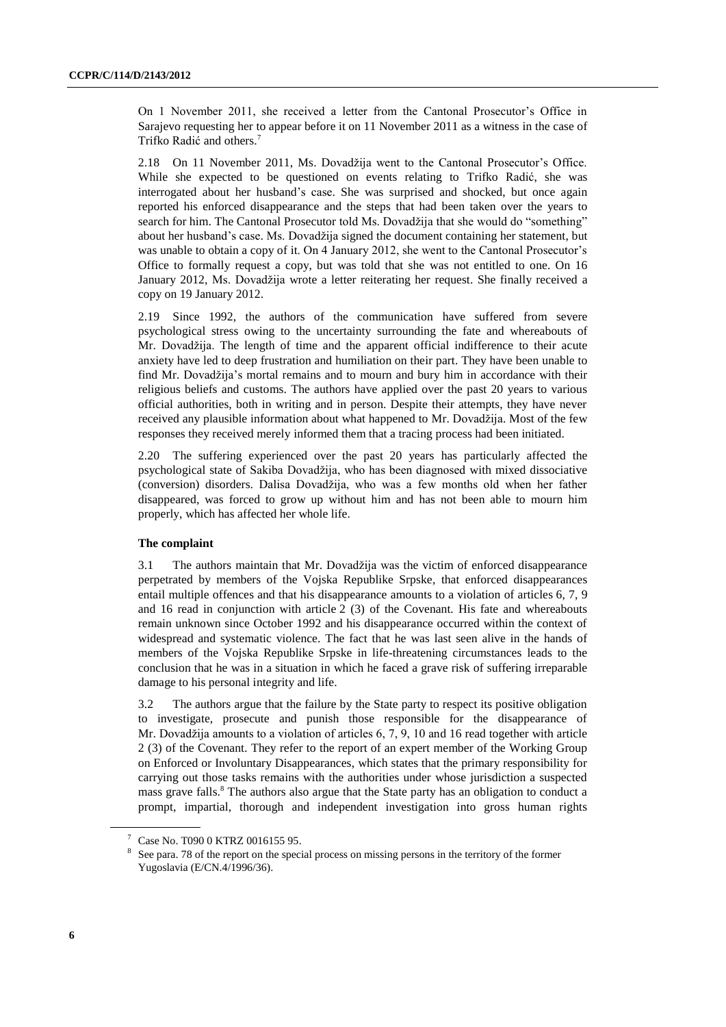On 1 November 2011, she received a letter from the Cantonal Prosecutor's Office in Sarajevo requesting her to appear before it on 11 November 2011 as a witness in the case of Trifko Radić and others.[7]

2.18 On 11 November 2011, Ms. Dovadžija went to the Cantonal Prosecutor's Office. While she expected to be questioned on events relating to Trifko Radić, she was interrogated about her husband's case. She was surprised and shocked, but once again reported his enforced disappearance and the steps that had been taken over the years to search for him. The Cantonal Prosecutor told Ms. Dovadžija that she would do "something" about her husband's case. Ms. Dovadžija signed the document containing her statement, but was unable to obtain a copy of it. On 4 January 2012, she went to the Cantonal Prosecutor's Office to formally request a copy, but was told that she was not entitled to one. On 16 January 2012, Ms. Dovadžija wrote a letter reiterating her request. She finally received a copy on 19 January 2012.

2.19 Since 1992, the authors of the communication have suffered from severe psychological stress owing to the uncertainty surrounding the fate and whereabouts of Mr. Dovadžija. The length of time and the apparent official indifference to their acute anxiety have led to deep frustration and humiliation on their part. They have been unable to find Mr. Dovadžija's mortal remains and to mourn and bury him in accordance with their religious beliefs and customs. The authors have applied over the past 20 years to various official authorities, both in writing and in person. Despite their attempts, they have never received any plausible information about what happened to Mr. Dovadžija. Most of the few responses they received merely informed them that a tracing process had been initiated.

2.20 The suffering experienced over the past 20 years has particularly affected the psychological state of Sakiba Dovadžija, who has been diagnosed with mixed dissociative (conversion) disorders. Dalisa Dovadžija, who was a few months old when her father disappeared, was forced to grow up without him and has not been able to mourn him properly, which has affected her whole life.

**The complaint**

3.1 The authors maintain that Mr. Dovadžija was the victim of enforced disappearance perpetrated by members of the Vojska Republike Srpske, that enforced disappearances entail multiple offences and that his disappearance amounts to a violation of articles 6, 7, 9 and 16 read in conjunction with article 2 (3) of the Covenant. His fate and whereabouts remain unknown since October 1992 and his disappearance occurred within the context of widespread and systematic violence. The fact that he was last seen alive in the hands of members of the Vojska Republike Srpske in life-threatening circumstances leads to the conclusion that he was in a situation in which he faced a grave risk of suffering irreparable damage to his personal integrity and life.

3.2 The authors argue that the failure by the State party to respect its positive obligation to investigate, prosecute and punish those responsible for the disappearance of Mr. Dovadžija amounts to a violation of articles 6, 7, 9, 10 and 16 read together with article 2 (3) of the Covenant. They refer to the report of an expert member of the Working Group on Enforced or Involuntary Disappearances, which states that the primary responsibility for carrying out those tasks remains with the authorities under whose jurisdiction a suspected mass grave falls.[8] The authors also argue that the State party has an obligation to conduct a prompt, impartial, thorough and independent investigation into gross human rights

[7] Case No. T090 0 KTRZ 0016155 95.

[8] See para. 78 of the report on the special process on missing persons in the territory of the former Yugoslavia (E/CN.4/1996/36).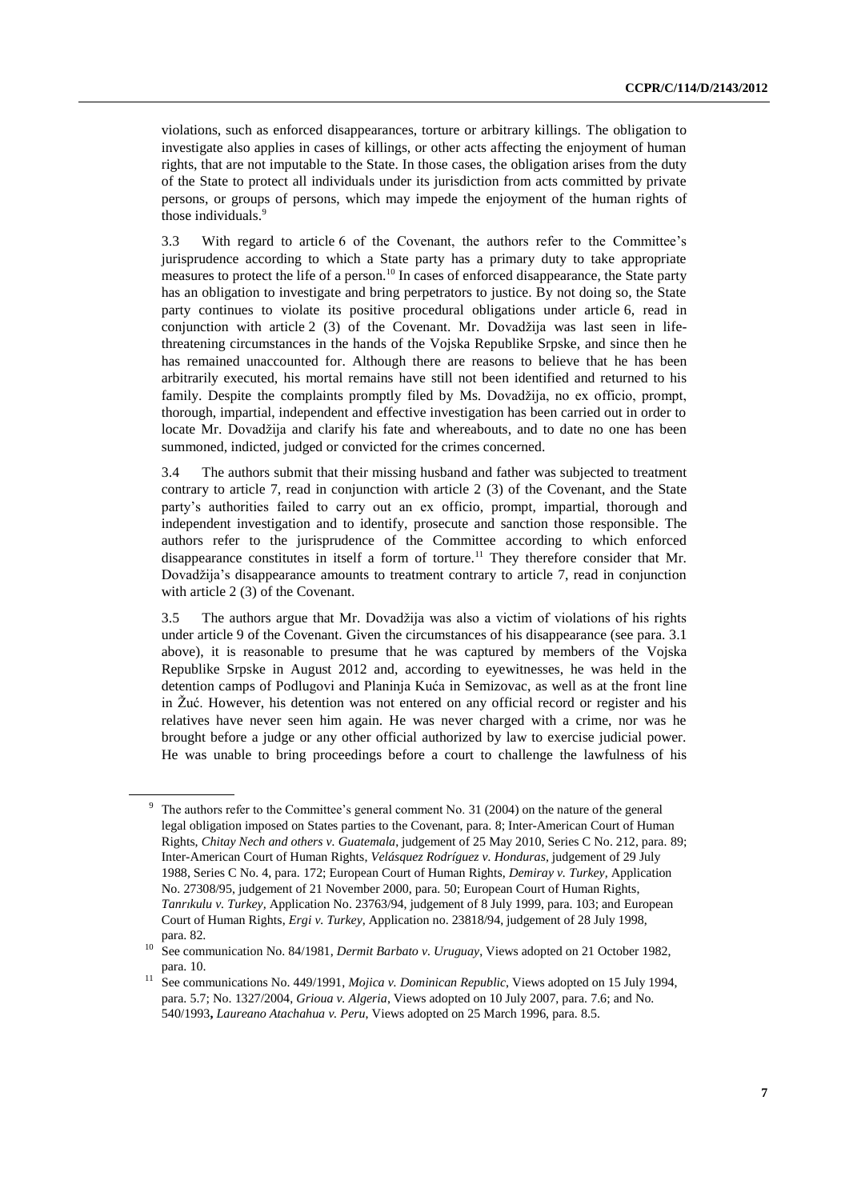violations, such as enforced disappearances, torture or arbitrary killings. The obligation to investigate also applies in cases of killings, or other acts affecting the enjoyment of human rights, that are not imputable to the State. In those cases, the obligation arises from the duty of the State to protect all individuals under its jurisdiction from acts committed by private persons, or groups of persons, which may impede the enjoyment of the human rights of those individuals.[9]

3.3 With regard to article 6 of the Covenant, the authors refer to the Committee's jurisprudence according to which a State party has a primary duty to take appropriate measures to protect the life of a person.[10] In cases of enforced disappearance, the State party has an obligation to investigate and bring perpetrators to justice. By not doing so, the State party continues to violate its positive procedural obligations under article 6, read in conjunction with article 2 (3) of the Covenant. Mr. Dovadžija was last seen in life-threatening circumstances in the hands of the Vojska Republike Srpske, and since then he has remained unaccounted for. Although there are reasons to believe that he has been arbitrarily executed, his mortal remains have still not been identified and returned to his family. Despite the complaints promptly filed by Ms. Dovadžija, no ex officio, prompt, thorough, impartial, independent and effective investigation has been carried out in order to locate Mr. Dovadžija and clarify his fate and whereabouts, and to date no one has been summoned, indicted, judged or convicted for the crimes concerned.

3.4 The authors submit that their missing husband and father was subjected to treatment contrary to article 7, read in conjunction with article 2 (3) of the Covenant, and the State party's authorities failed to carry out an ex officio, prompt, impartial, thorough and independent investigation and to identify, prosecute and sanction those responsible. The authors refer to the jurisprudence of the Committee according to which enforced disappearance constitutes in itself a form of torture.[11] They therefore consider that Mr. Dovadžija's disappearance amounts to treatment contrary to article 7, read in conjunction with article 2 (3) of the Covenant.

3.5 The authors argue that Mr. Dovadžija was also a victim of violations of his rights under article 9 of the Covenant. Given the circumstances of his disappearance (see para. 3.1 above), it is reasonable to presume that he was captured by members of the Vojska Republike Srpske in August 2012 and, according to eyewitnesses, he was held in the detention camps of Podlugovi and Planinja Kuća in Semizovac, as well as at the front line in Žuć. However, his detention was not entered on any official record or register and his relatives have never seen him again. He was never charged with a crime, nor was he brought before a judge or any other official authorized by law to exercise judicial power. He was unable to bring proceedings before a court to challenge the lawfulness of his

---

[9] The authors refer to the Committee's general comment No. 31 (2004) on the nature of the general legal obligation imposed on States parties to the Covenant, para. 8; Inter-American Court of Human Rights, *Chitay Nech and others v. Guatemala*, judgement of 25 May 2010, Series C No. 212, para. 89; Inter-American Court of Human Rights, *Velásquez Rodríguez v. Honduras*, judgement of 29 July 1988, Series C No. 4, para. 172; European Court of Human Rights, *Demiray v. Turkey*, Application No. 27308/95, judgement of 21 November 2000, para. 50; European Court of Human Rights, *Tanrıkulu v. Turkey*, Application No. 23763/94, judgement of 8 July 1999, para. 103; and European Court of Human Rights, *Ergi v. Turkey*, Application no. 23818/94, judgement of 28 July 1998, para. 82.

[10] See communication No. 84/1981, *Dermit Barbato v. Uruguay*, Views adopted on 21 October 1982, para. 10.

[11] See communications No. 449/1991, *Mojica v. Dominican Republic*, Views adopted on 15 July 1994, para. 5.7; No. 1327/2004, *Grioua v. Algeria*, Views adopted on 10 July 2007, para. 7.6; and No. 540/1993**,** *Laureano Atachahua v. Peru*, Views adopted on 25 March 1996, para. 8.5.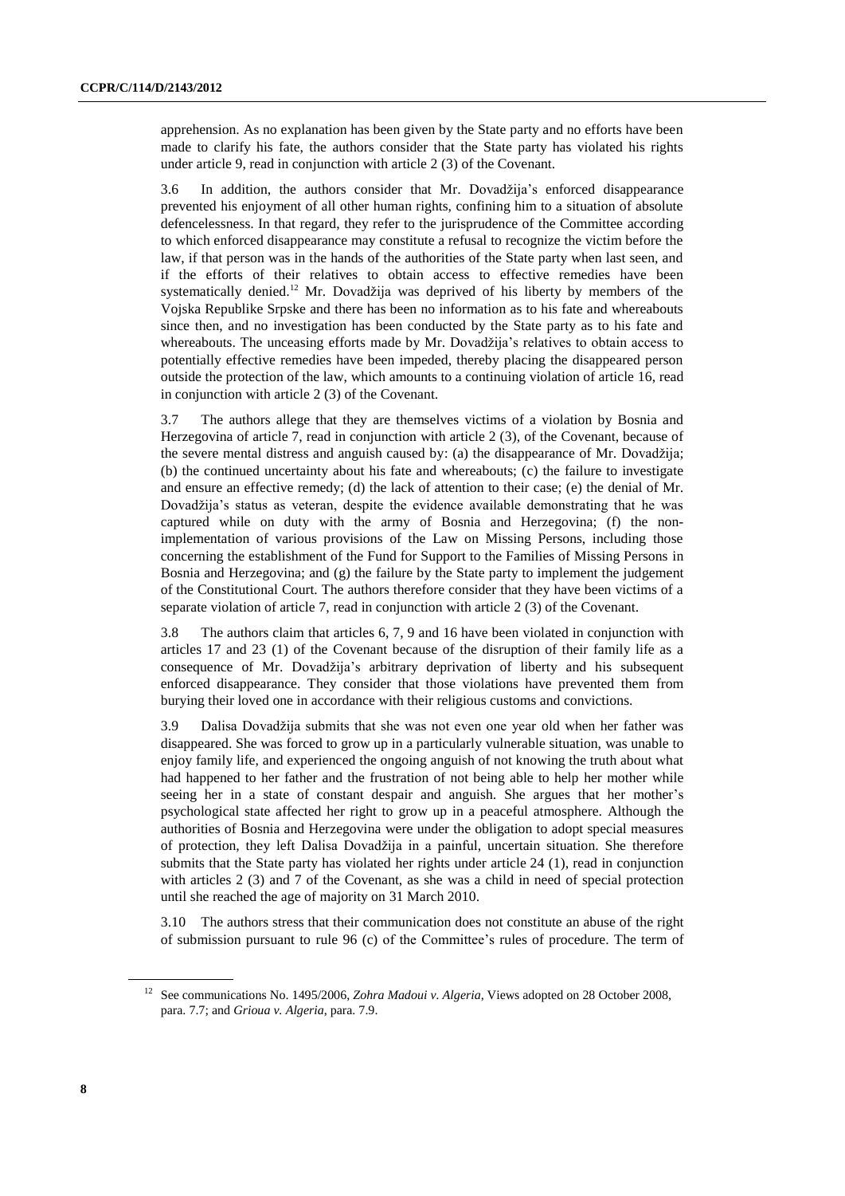apprehension. As no explanation has been given by the State party and no efforts have been made to clarify his fate, the authors consider that the State party has violated his rights under article 9, read in conjunction with article 2 (3) of the Covenant.

3.6 In addition, the authors consider that Mr. Dovadžija's enforced disappearance prevented his enjoyment of all other human rights, confining him to a situation of absolute defencelessness. In that regard, they refer to the jurisprudence of the Committee according to which enforced disappearance may constitute a refusal to recognize the victim before the law, if that person was in the hands of the authorities of the State party when last seen, and if the efforts of their relatives to obtain access to effective remedies have been systematically denied.[12] Mr. Dovadžija was deprived of his liberty by members of the Vojska Republike Srpske and there has been no information as to his fate and whereabouts since then, and no investigation has been conducted by the State party as to his fate and whereabouts. The unceasing efforts made by Mr. Dovadžija's relatives to obtain access to potentially effective remedies have been impeded, thereby placing the disappeared person outside the protection of the law, which amounts to a continuing violation of article 16, read in conjunction with article 2 (3) of the Covenant.

3.7 The authors allege that they are themselves victims of a violation by Bosnia and Herzegovina of article 7, read in conjunction with article 2 (3), of the Covenant, because of the severe mental distress and anguish caused by: (a) the disappearance of Mr. Dovadžija; (b) the continued uncertainty about his fate and whereabouts; (c) the failure to investigate and ensure an effective remedy; (d) the lack of attention to their case; (e) the denial of Mr. Dovadžija's status as veteran, despite the evidence available demonstrating that he was captured while on duty with the army of Bosnia and Herzegovina; (f) the non-implementation of various provisions of the Law on Missing Persons, including those concerning the establishment of the Fund for Support to the Families of Missing Persons in Bosnia and Herzegovina; and (g) the failure by the State party to implement the judgement of the Constitutional Court. The authors therefore consider that they have been victims of a separate violation of article 7, read in conjunction with article 2 (3) of the Covenant.

3.8 The authors claim that articles 6, 7, 9 and 16 have been violated in conjunction with articles 17 and 23 (1) of the Covenant because of the disruption of their family life as a consequence of Mr. Dovadžija's arbitrary deprivation of liberty and his subsequent enforced disappearance. They consider that those violations have prevented them from burying their loved one in accordance with their religious customs and convictions.

3.9 Dalisa Dovadžija submits that she was not even one year old when her father was disappeared. She was forced to grow up in a particularly vulnerable situation, was unable to enjoy family life, and experienced the ongoing anguish of not knowing the truth about what had happened to her father and the frustration of not being able to help her mother while seeing her in a state of constant despair and anguish. She argues that her mother's psychological state affected her right to grow up in a peaceful atmosphere. Although the authorities of Bosnia and Herzegovina were under the obligation to adopt special measures of protection, they left Dalisa Dovadžija in a painful, uncertain situation. She therefore submits that the State party has violated her rights under article 24 (1), read in conjunction with articles 2 (3) and 7 of the Covenant, as she was a child in need of special protection until she reached the age of majority on 31 March 2010.

3.10 The authors stress that their communication does not constitute an abuse of the right of submission pursuant to rule 96 (c) of the Committee's rules of procedure. The term of

[12] See communications No. 1495/2006, *Zohra Madoui v. Algeria*, Views adopted on 28 October 2008, para. 7.7; and *Grioua v. Algeria*, para. 7.9.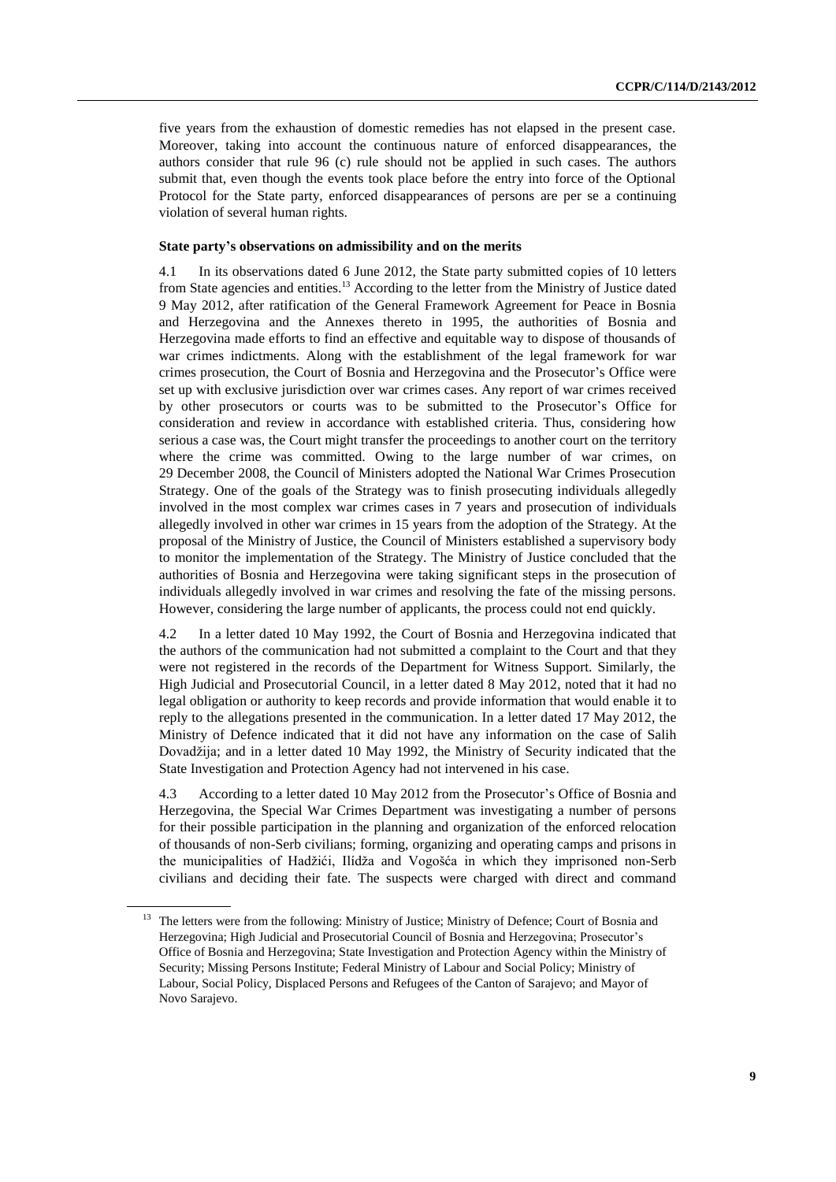five years from the exhaustion of domestic remedies has not elapsed in the present case. Moreover, taking into account the continuous nature of enforced disappearances, the authors consider that rule 96 (c) rule should not be applied in such cases. The authors submit that, even though the events took place before the entry into force of the Optional Protocol for the State party, enforced disappearances of persons are per se a continuing violation of several human rights.

### State party's observations on admissibility and on the merits

4.1 In its observations dated 6 June 2012, the State party submitted copies of 10 letters from State agencies and entities.[13] According to the letter from the Ministry of Justice dated 9 May 2012, after ratification of the General Framework Agreement for Peace in Bosnia and Herzegovina and the Annexes thereto in 1995, the authorities of Bosnia and Herzegovina made efforts to find an effective and equitable way to dispose of thousands of war crimes indictments. Along with the establishment of the legal framework for war crimes prosecution, the Court of Bosnia and Herzegovina and the Prosecutor's Office were set up with exclusive jurisdiction over war crimes cases. Any report of war crimes received by other prosecutors or courts was to be submitted to the Prosecutor's Office for consideration and review in accordance with established criteria. Thus, considering how serious a case was, the Court might transfer the proceedings to another court on the territory where the crime was committed. Owing to the large number of war crimes, on 29 December 2008, the Council of Ministers adopted the National War Crimes Prosecution Strategy. One of the goals of the Strategy was to finish prosecuting individuals allegedly involved in the most complex war crimes cases in 7 years and prosecution of individuals allegedly involved in other war crimes in 15 years from the adoption of the Strategy. At the proposal of the Ministry of Justice, the Council of Ministers established a supervisory body to monitor the implementation of the Strategy. The Ministry of Justice concluded that the authorities of Bosnia and Herzegovina were taking significant steps in the prosecution of individuals allegedly involved in war crimes and resolving the fate of the missing persons. However, considering the large number of applicants, the process could not end quickly.

4.2 In a letter dated 10 May 1992, the Court of Bosnia and Herzegovina indicated that the authors of the communication had not submitted a complaint to the Court and that they were not registered in the records of the Department for Witness Support. Similarly, the High Judicial and Prosecutorial Council, in a letter dated 8 May 2012, noted that it had no legal obligation or authority to keep records and provide information that would enable it to reply to the allegations presented in the communication. In a letter dated 17 May 2012, the Ministry of Defence indicated that it did not have any information on the case of Salih Dovadžija; and in a letter dated 10 May 1992, the Ministry of Security indicated that the State Investigation and Protection Agency had not intervened in his case.

4.3 According to a letter dated 10 May 2012 from the Prosecutor's Office of Bosnia and Herzegovina, the Special War Crimes Department was investigating a number of persons for their possible participation in the planning and organization of the enforced relocation of thousands of non-Serb civilians; forming, organizing and operating camps and prisons in the municipalities of Hadžići, Ilídža and Vogošća in which they imprisoned non-Serb civilians and deciding their fate. The suspects were charged with direct and command

[13] The letters were from the following: Ministry of Justice; Ministry of Defence; Court of Bosnia and Herzegovina; High Judicial and Prosecutorial Council of Bosnia and Herzegovina; Prosecutor's Office of Bosnia and Herzegovina; State Investigation and Protection Agency within the Ministry of Security; Missing Persons Institute; Federal Ministry of Labour and Social Policy; Ministry of Labour, Social Policy, Displaced Persons and Refugees of the Canton of Sarajevo; and Mayor of Novo Sarajevo.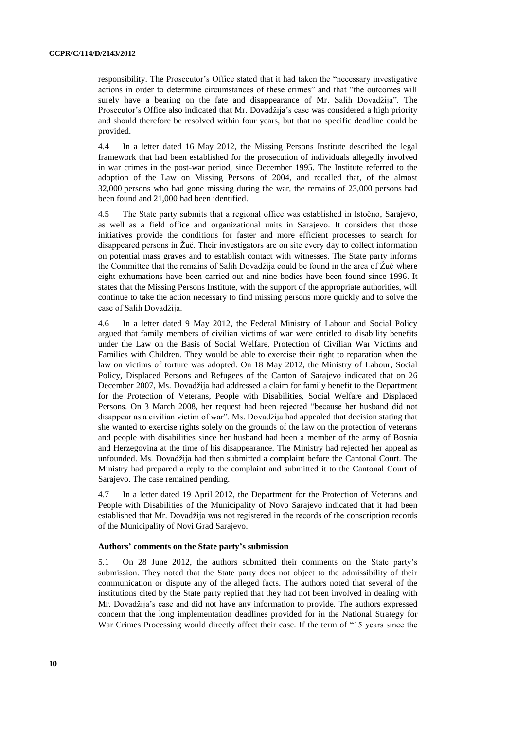responsibility. The Prosecutor's Office stated that it had taken the "necessary investigative actions in order to determine circumstances of these crimes" and that "the outcomes will surely have a bearing on the fate and disappearance of Mr. Salih Dovadžija". The Prosecutor's Office also indicated that Mr. Dovadžija's case was considered a high priority and should therefore be resolved within four years, but that no specific deadline could be provided.

4.4 In a letter dated 16 May 2012, the Missing Persons Institute described the legal framework that had been established for the prosecution of individuals allegedly involved in war crimes in the post-war period, since December 1995. The Institute referred to the adoption of the Law on Missing Persons of 2004, and recalled that, of the almost 32,000 persons who had gone missing during the war, the remains of 23,000 persons had been found and 21,000 had been identified.

4.5 The State party submits that a regional office was established in Istočno, Sarajevo, as well as a field office and organizational units in Sarajevo. It considers that those initiatives provide the conditions for faster and more efficient processes to search for disappeared persons in Žuč. Their investigators are on site every day to collect information on potential mass graves and to establish contact with witnesses. The State party informs the Committee that the remains of Salih Dovadžija could be found in the area of Žuč where eight exhumations have been carried out and nine bodies have been found since 1996. It states that the Missing Persons Institute, with the support of the appropriate authorities, will continue to take the action necessary to find missing persons more quickly and to solve the case of Salih Dovadžija.

4.6 In a letter dated 9 May 2012, the Federal Ministry of Labour and Social Policy argued that family members of civilian victims of war were entitled to disability benefits under the Law on the Basis of Social Welfare, Protection of Civilian War Victims and Families with Children. They would be able to exercise their right to reparation when the law on victims of torture was adopted. On 18 May 2012, the Ministry of Labour, Social Policy, Displaced Persons and Refugees of the Canton of Sarajevo indicated that on 26 December 2007, Ms. Dovadžija had addressed a claim for family benefit to the Department for the Protection of Veterans, People with Disabilities, Social Welfare and Displaced Persons. On 3 March 2008, her request had been rejected "because her husband did not disappear as a civilian victim of war". Ms. Dovadžija had appealed that decision stating that she wanted to exercise rights solely on the grounds of the law on the protection of veterans and people with disabilities since her husband had been a member of the army of Bosnia and Herzegovina at the time of his disappearance. The Ministry had rejected her appeal as unfounded. Ms. Dovadžija had then submitted a complaint before the Cantonal Court. The Ministry had prepared a reply to the complaint and submitted it to the Cantonal Court of Sarajevo. The case remained pending.

4.7 In a letter dated 19 April 2012, the Department for the Protection of Veterans and People with Disabilities of the Municipality of Novo Sarajevo indicated that it had been established that Mr. Dovadžija was not registered in the records of the conscription records of the Municipality of Novi Grad Sarajevo.

### Authors' comments on the State party's submission

5.1 On 28 June 2012, the authors submitted their comments on the State party's submission. They noted that the State party does not object to the admissibility of their communication or dispute any of the alleged facts. The authors noted that several of the institutions cited by the State party replied that they had not been involved in dealing with Mr. Dovadžija's case and did not have any information to provide. The authors expressed concern that the long implementation deadlines provided for in the National Strategy for War Crimes Processing would directly affect their case. If the term of "15 years since the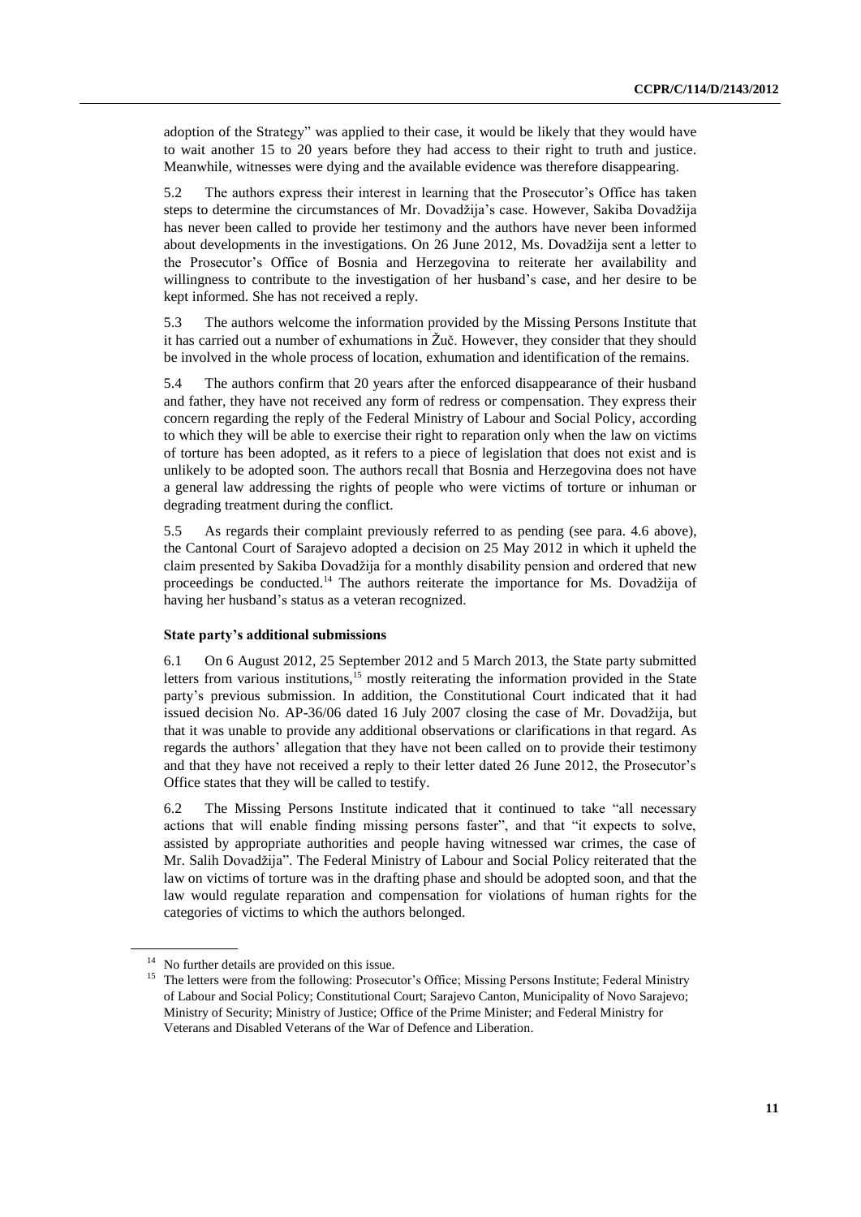adoption of the Strategy" was applied to their case, it would be likely that they would have to wait another 15 to 20 years before they had access to their right to truth and justice. Meanwhile, witnesses were dying and the available evidence was therefore disappearing.

5.2 The authors express their interest in learning that the Prosecutor's Office has taken steps to determine the circumstances of Mr. Dovadžija's case. However, Sakiba Dovadžija has never been called to provide her testimony and the authors have never been informed about developments in the investigations. On 26 June 2012, Ms. Dovadžija sent a letter to the Prosecutor's Office of Bosnia and Herzegovina to reiterate her availability and willingness to contribute to the investigation of her husband's case, and her desire to be kept informed. She has not received a reply.

5.3 The authors welcome the information provided by the Missing Persons Institute that it has carried out a number of exhumations in Žuč. However, they consider that they should be involved in the whole process of location, exhumation and identification of the remains.

5.4 The authors confirm that 20 years after the enforced disappearance of their husband and father, they have not received any form of redress or compensation. They express their concern regarding the reply of the Federal Ministry of Labour and Social Policy, according to which they will be able to exercise their right to reparation only when the law on victims of torture has been adopted, as it refers to a piece of legislation that does not exist and is unlikely to be adopted soon. The authors recall that Bosnia and Herzegovina does not have a general law addressing the rights of people who were victims of torture or inhuman or degrading treatment during the conflict.

5.5 As regards their complaint previously referred to as pending (see para. 4.6 above), the Cantonal Court of Sarajevo adopted a decision on 25 May 2012 in which it upheld the claim presented by Sakiba Dovadžija for a monthly disability pension and ordered that new proceedings be conducted.[14] The authors reiterate the importance for Ms. Dovadžija of having her husband's status as a veteran recognized.

### State party's additional submissions

6.1 On 6 August 2012, 25 September 2012 and 5 March 2013, the State party submitted letters from various institutions,[15] mostly reiterating the information provided in the State party's previous submission. In addition, the Constitutional Court indicated that it had issued decision No. AP-36/06 dated 16 July 2007 closing the case of Mr. Dovadžija, but that it was unable to provide any additional observations or clarifications in that regard. As regards the authors' allegation that they have not been called on to provide their testimony and that they have not received a reply to their letter dated 26 June 2012, the Prosecutor's Office states that they will be called to testify.

6.2 The Missing Persons Institute indicated that it continued to take "all necessary actions that will enable finding missing persons faster", and that "it expects to solve, assisted by appropriate authorities and people having witnessed war crimes, the case of Mr. Salih Dovadžija". The Federal Ministry of Labour and Social Policy reiterated that the law on victims of torture was in the drafting phase and should be adopted soon, and that the law would regulate reparation and compensation for violations of human rights for the categories of victims to which the authors belonged.

---

[14] No further details are provided on this issue.

[15] The letters were from the following: Prosecutor's Office; Missing Persons Institute; Federal Ministry of Labour and Social Policy; Constitutional Court; Sarajevo Canton, Municipality of Novo Sarajevo; Ministry of Security; Ministry of Justice; Office of the Prime Minister; and Federal Ministry for Veterans and Disabled Veterans of the War of Defence and Liberation.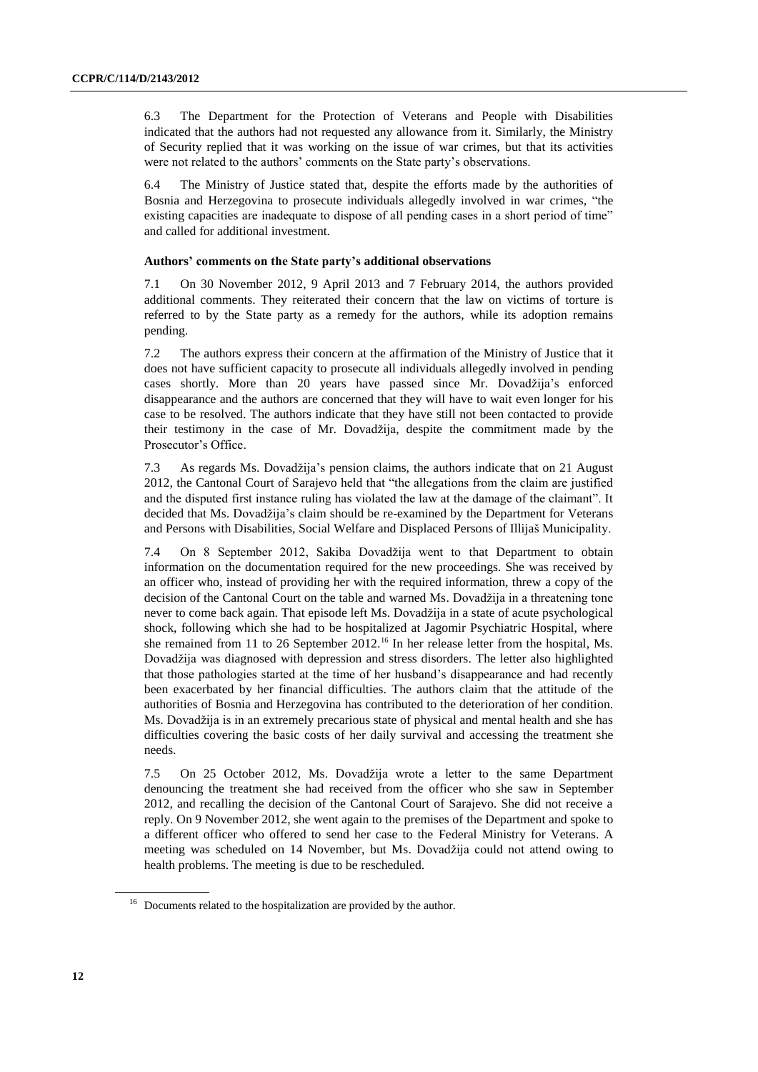6.3 The Department for the Protection of Veterans and People with Disabilities indicated that the authors had not requested any allowance from it. Similarly, the Ministry of Security replied that it was working on the issue of war crimes, but that its activities were not related to the authors' comments on the State party's observations.

6.4 The Ministry of Justice stated that, despite the efforts made by the authorities of Bosnia and Herzegovina to prosecute individuals allegedly involved in war crimes, "the existing capacities are inadequate to dispose of all pending cases in a short period of time" and called for additional investment.

### Authors' comments on the State party's additional observations

7.1 On 30 November 2012, 9 April 2013 and 7 February 2014, the authors provided additional comments. They reiterated their concern that the law on victims of torture is referred to by the State party as a remedy for the authors, while its adoption remains pending.

7.2 The authors express their concern at the affirmation of the Ministry of Justice that it does not have sufficient capacity to prosecute all individuals allegedly involved in pending cases shortly. More than 20 years have passed since Mr. Dovadžija's enforced disappearance and the authors are concerned that they will have to wait even longer for his case to be resolved. The authors indicate that they have still not been contacted to provide their testimony in the case of Mr. Dovadžija, despite the commitment made by the Prosecutor's Office.

7.3 As regards Ms. Dovadžija's pension claims, the authors indicate that on 21 August 2012, the Cantonal Court of Sarajevo held that "the allegations from the claim are justified and the disputed first instance ruling has violated the law at the damage of the claimant". It decided that Ms. Dovadžija's claim should be re-examined by the Department for Veterans and Persons with Disabilities, Social Welfare and Displaced Persons of Illijaš Municipality.

7.4 On 8 September 2012, Sakiba Dovadžija went to that Department to obtain information on the documentation required for the new proceedings. She was received by an officer who, instead of providing her with the required information, threw a copy of the decision of the Cantonal Court on the table and warned Ms. Dovadžija in a threatening tone never to come back again. That episode left Ms. Dovadžija in a state of acute psychological shock, following which she had to be hospitalized at Jagomir Psychiatric Hospital, where she remained from 11 to 26 September 2012.[16] In her release letter from the hospital, Ms. Dovadžija was diagnosed with depression and stress disorders. The letter also highlighted that those pathologies started at the time of her husband's disappearance and had recently been exacerbated by her financial difficulties. The authors claim that the attitude of the authorities of Bosnia and Herzegovina has contributed to the deterioration of her condition. Ms. Dovadžija is in an extremely precarious state of physical and mental health and she has difficulties covering the basic costs of her daily survival and accessing the treatment she needs.

7.5 On 25 October 2012, Ms. Dovadžija wrote a letter to the same Department denouncing the treatment she had received from the officer who she saw in September 2012, and recalling the decision of the Cantonal Court of Sarajevo. She did not receive a reply. On 9 November 2012, she went again to the premises of the Department and spoke to a different officer who offered to send her case to the Federal Ministry for Veterans. A meeting was scheduled on 14 November, but Ms. Dovadžija could not attend owing to health problems. The meeting is due to be rescheduled.

[16] Documents related to the hospitalization are provided by the author.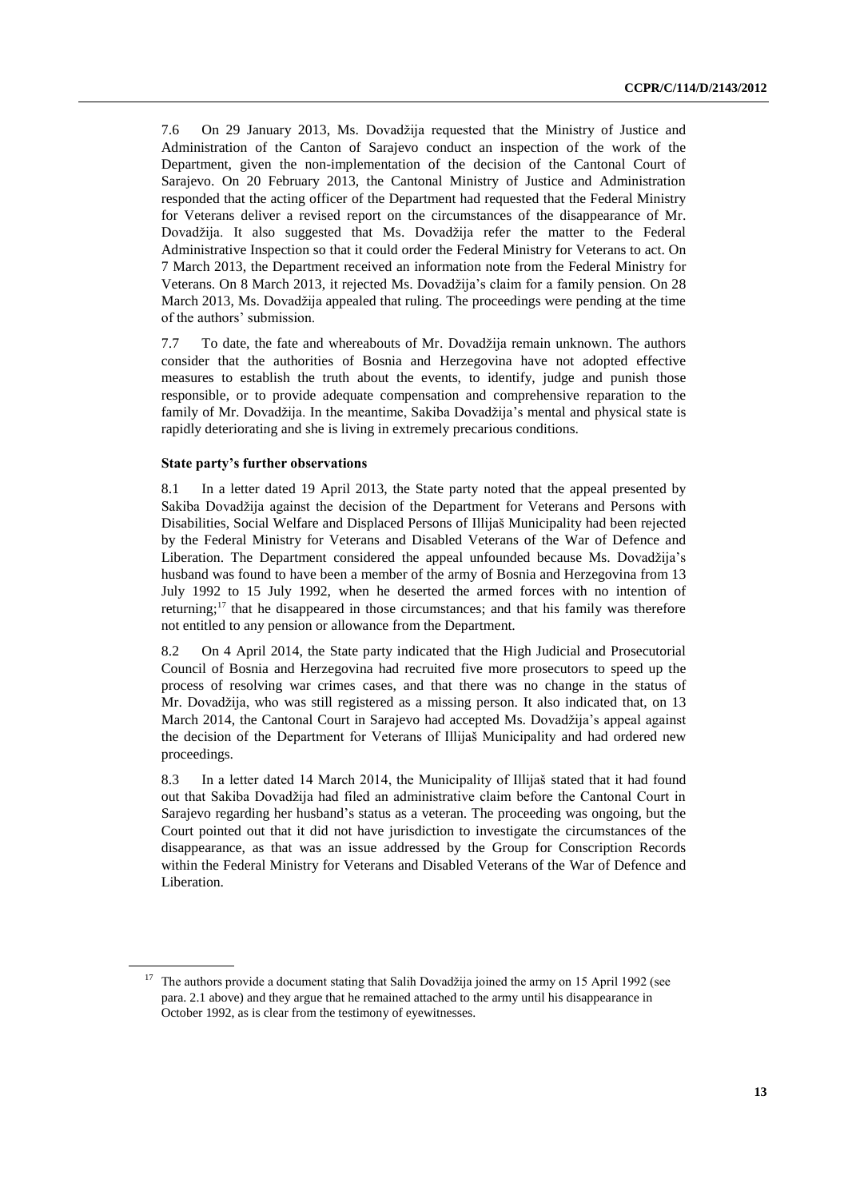7.6 On 29 January 2013, Ms. Dovadžija requested that the Ministry of Justice and Administration of the Canton of Sarajevo conduct an inspection of the work of the Department, given the non-implementation of the decision of the Cantonal Court of Sarajevo. On 20 February 2013, the Cantonal Ministry of Justice and Administration responded that the acting officer of the Department had requested that the Federal Ministry for Veterans deliver a revised report on the circumstances of the disappearance of Mr. Dovadžija. It also suggested that Ms. Dovadžija refer the matter to the Federal Administrative Inspection so that it could order the Federal Ministry for Veterans to act. On 7 March 2013, the Department received an information note from the Federal Ministry for Veterans. On 8 March 2013, it rejected Ms. Dovadžija's claim for a family pension. On 28 March 2013, Ms. Dovadžija appealed that ruling. The proceedings were pending at the time of the authors' submission.

7.7 To date, the fate and whereabouts of Mr. Dovadžija remain unknown. The authors consider that the authorities of Bosnia and Herzegovina have not adopted effective measures to establish the truth about the events, to identify, judge and punish those responsible, or to provide adequate compensation and comprehensive reparation to the family of Mr. Dovadžija. In the meantime, Sakiba Dovadžija's mental and physical state is rapidly deteriorating and she is living in extremely precarious conditions.

### State party's further observations

8.1 In a letter dated 19 April 2013, the State party noted that the appeal presented by Sakiba Dovadžija against the decision of the Department for Veterans and Persons with Disabilities, Social Welfare and Displaced Persons of Illijaš Municipality had been rejected by the Federal Ministry for Veterans and Disabled Veterans of the War of Defence and Liberation. The Department considered the appeal unfounded because Ms. Dovadžija's husband was found to have been a member of the army of Bosnia and Herzegovina from 13 July 1992 to 15 July 1992, when he deserted the armed forces with no intention of returning;[17] that he disappeared in those circumstances; and that his family was therefore not entitled to any pension or allowance from the Department.

8.2 On 4 April 2014, the State party indicated that the High Judicial and Prosecutorial Council of Bosnia and Herzegovina had recruited five more prosecutors to speed up the process of resolving war crimes cases, and that there was no change in the status of Mr. Dovadžija, who was still registered as a missing person. It also indicated that, on 13 March 2014, the Cantonal Court in Sarajevo had accepted Ms. Dovadžija's appeal against the decision of the Department for Veterans of Illijaš Municipality and had ordered new proceedings.

8.3 In a letter dated 14 March 2014, the Municipality of Illijaš stated that it had found out that Sakiba Dovadžija had filed an administrative claim before the Cantonal Court in Sarajevo regarding her husband's status as a veteran. The proceeding was ongoing, but the Court pointed out that it did not have jurisdiction to investigate the circumstances of the disappearance, as that was an issue addressed by the Group for Conscription Records within the Federal Ministry for Veterans and Disabled Veterans of the War of Defence and Liberation.

[17] The authors provide a document stating that Salih Dovadžija joined the army on 15 April 1992 (see para. 2.1 above) and they argue that he remained attached to the army until his disappearance in October 1992, as is clear from the testimony of eyewitnesses.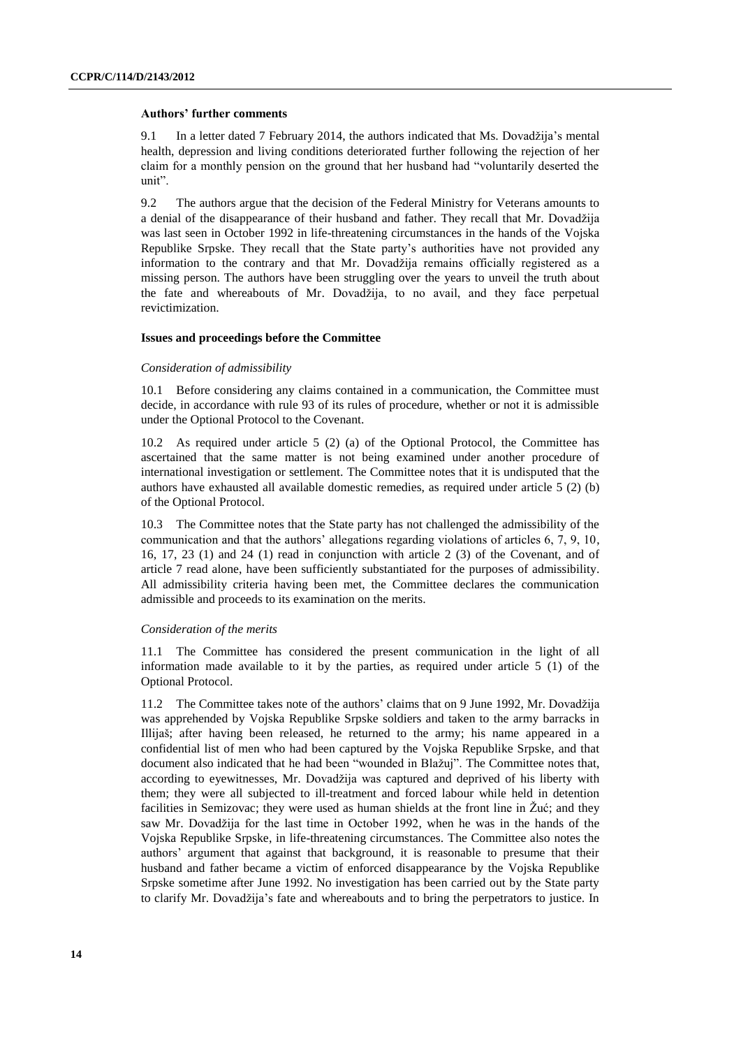### Authors' further comments

9.1 In a letter dated 7 February 2014, the authors indicated that Ms. Dovadžija's mental health, depression and living conditions deteriorated further following the rejection of her claim for a monthly pension on the ground that her husband had "voluntarily deserted the unit".

9.2 The authors argue that the decision of the Federal Ministry for Veterans amounts to a denial of the disappearance of their husband and father. They recall that Mr. Dovadžija was last seen in October 1992 in life-threatening circumstances in the hands of the Vojska Republike Srpske. They recall that the State party's authorities have not provided any information to the contrary and that Mr. Dovadžija remains officially registered as a missing person. The authors have been struggling over the years to unveil the truth about the fate and whereabouts of Mr. Dovadžija, to no avail, and they face perpetual revictimization.

### Issues and proceedings before the Committee

*Consideration of admissibility*

10.1 Before considering any claims contained in a communication, the Committee must decide, in accordance with rule 93 of its rules of procedure, whether or not it is admissible under the Optional Protocol to the Covenant.

10.2 As required under article 5 (2) (a) of the Optional Protocol, the Committee has ascertained that the same matter is not being examined under another procedure of international investigation or settlement. The Committee notes that it is undisputed that the authors have exhausted all available domestic remedies, as required under article 5 (2) (b) of the Optional Protocol.

10.3 The Committee notes that the State party has not challenged the admissibility of the communication and that the authors' allegations regarding violations of articles 6, 7, 9, 10, 16, 17, 23 (1) and 24 (1) read in conjunction with article 2 (3) of the Covenant, and of article 7 read alone, have been sufficiently substantiated for the purposes of admissibility. All admissibility criteria having been met, the Committee declares the communication admissible and proceeds to its examination on the merits.

*Consideration of the merits*

11.1 The Committee has considered the present communication in the light of all information made available to it by the parties, as required under article 5 (1) of the Optional Protocol.

11.2 The Committee takes note of the authors' claims that on 9 June 1992, Mr. Dovadžija was apprehended by Vojska Republike Srpske soldiers and taken to the army barracks in Illijaš; after having been released, he returned to the army; his name appeared in a confidential list of men who had been captured by the Vojska Republike Srpske, and that document also indicated that he had been "wounded in Blažuj". The Committee notes that, according to eyewitnesses, Mr. Dovadžija was captured and deprived of his liberty with them; they were all subjected to ill-treatment and forced labour while held in detention facilities in Semizovac; they were used as human shields at the front line in Žuć; and they saw Mr. Dovadžija for the last time in October 1992, when he was in the hands of the Vojska Republike Srpske, in life-threatening circumstances. The Committee also notes the authors' argument that against that background, it is reasonable to presume that their husband and father became a victim of enforced disappearance by the Vojska Republike Srpske sometime after June 1992. No investigation has been carried out by the State party to clarify Mr. Dovadžija's fate and whereabouts and to bring the perpetrators to justice. In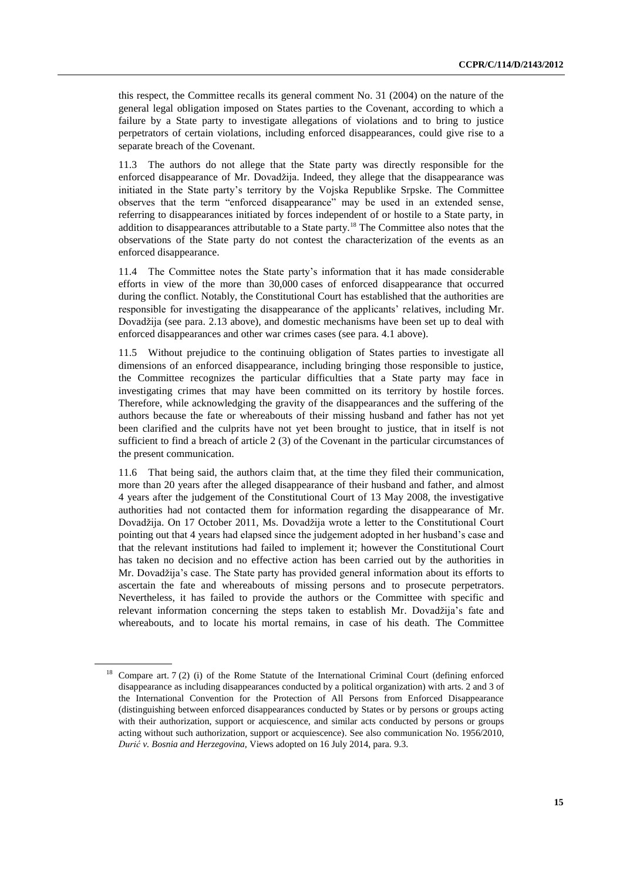this respect, the Committee recalls its general comment No. 31 (2004) on the nature of the general legal obligation imposed on States parties to the Covenant, according to which a failure by a State party to investigate allegations of violations and to bring to justice perpetrators of certain violations, including enforced disappearances, could give rise to a separate breach of the Covenant.

11.3 The authors do not allege that the State party was directly responsible for the enforced disappearance of Mr. Dovadžija. Indeed, they allege that the disappearance was initiated in the State party's territory by the Vojska Republike Srpske. The Committee observes that the term "enforced disappearance" may be used in an extended sense, referring to disappearances initiated by forces independent of or hostile to a State party, in addition to disappearances attributable to a State party.[18] The Committee also notes that the observations of the State party do not contest the characterization of the events as an enforced disappearance.

11.4 The Committee notes the State party's information that it has made considerable efforts in view of the more than 30,000 cases of enforced disappearance that occurred during the conflict. Notably, the Constitutional Court has established that the authorities are responsible for investigating the disappearance of the applicants' relatives, including Mr. Dovadžija (see para. 2.13 above), and domestic mechanisms have been set up to deal with enforced disappearances and other war crimes cases (see para. 4.1 above).

11.5 Without prejudice to the continuing obligation of States parties to investigate all dimensions of an enforced disappearance, including bringing those responsible to justice, the Committee recognizes the particular difficulties that a State party may face in investigating crimes that may have been committed on its territory by hostile forces. Therefore, while acknowledging the gravity of the disappearances and the suffering of the authors because the fate or whereabouts of their missing husband and father has not yet been clarified and the culprits have not yet been brought to justice, that in itself is not sufficient to find a breach of article 2 (3) of the Covenant in the particular circumstances of the present communication.

11.6 That being said, the authors claim that, at the time they filed their communication, more than 20 years after the alleged disappearance of their husband and father, and almost 4 years after the judgement of the Constitutional Court of 13 May 2008, the investigative authorities had not contacted them for information regarding the disappearance of Mr. Dovadžija. On 17 October 2011, Ms. Dovadžija wrote a letter to the Constitutional Court pointing out that 4 years had elapsed since the judgement adopted in her husband's case and that the relevant institutions had failed to implement it; however the Constitutional Court has taken no decision and no effective action has been carried out by the authorities in Mr. Dovadžija's case. The State party has provided general information about its efforts to ascertain the fate and whereabouts of missing persons and to prosecute perpetrators. Nevertheless, it has failed to provide the authors or the Committee with specific and relevant information concerning the steps taken to establish Mr. Dovadžija's fate and whereabouts, and to locate his mortal remains, in case of his death. The Committee

---

[18] Compare art. 7 (2) (i) of the Rome Statute of the International Criminal Court (defining enforced disappearance as including disappearances conducted by a political organization) with arts. 2 and 3 of the International Convention for the Protection of All Persons from Enforced Disappearance (distinguishing between enforced disappearances conducted by States or by persons or groups acting with their authorization, support or acquiescence, and similar acts conducted by persons or groups acting without such authorization, support or acquiescence). See also communication No. 1956/2010, *Durić v. Bosnia and Herzegovina*, Views adopted on 16 July 2014, para. 9.3.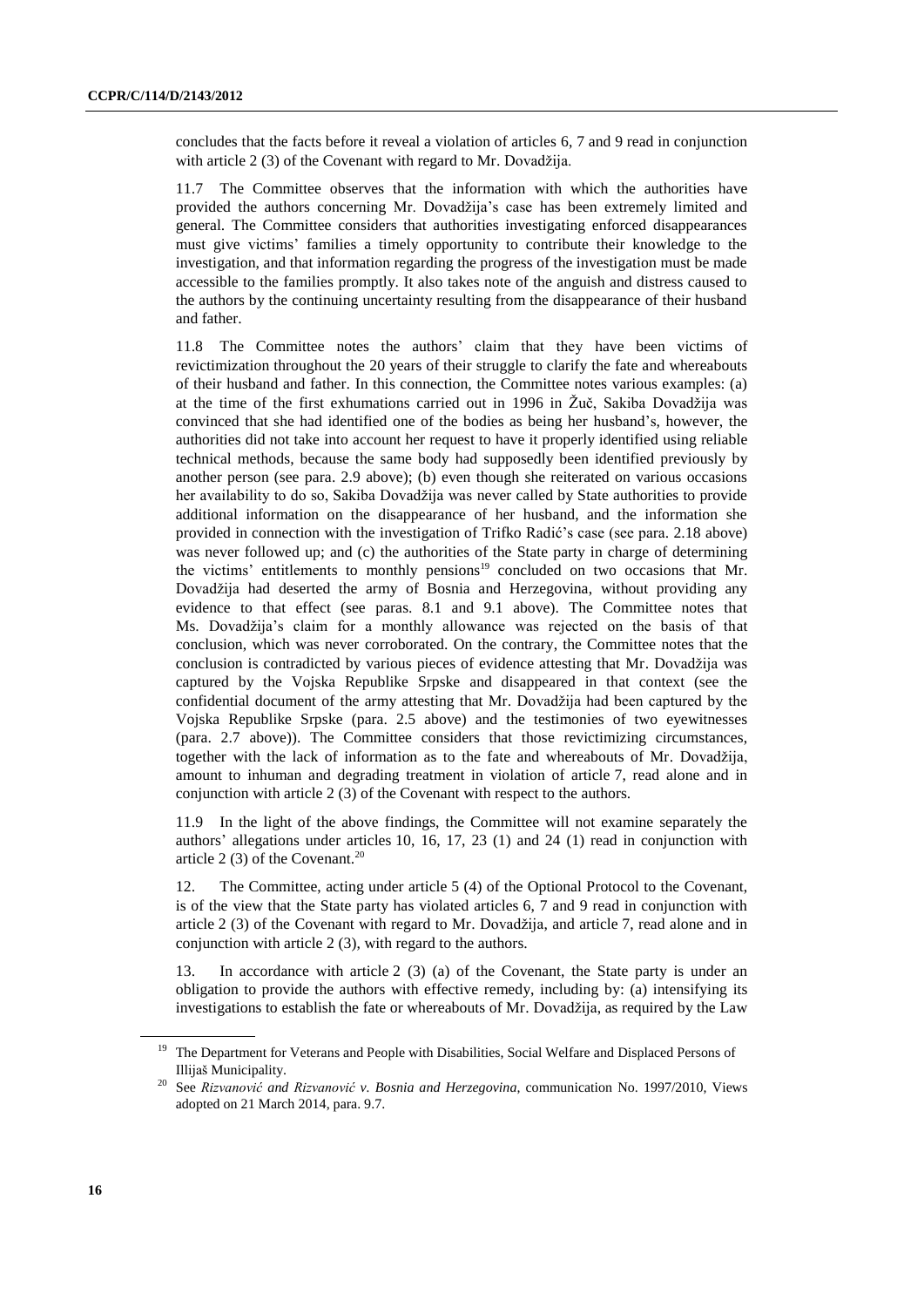concludes that the facts before it reveal a violation of articles 6, 7 and 9 read in conjunction with article 2 (3) of the Covenant with regard to Mr. Dovadžija.

11.7 The Committee observes that the information with which the authorities have provided the authors concerning Mr. Dovadžija's case has been extremely limited and general. The Committee considers that authorities investigating enforced disappearances must give victims' families a timely opportunity to contribute their knowledge to the investigation, and that information regarding the progress of the investigation must be made accessible to the families promptly. It also takes note of the anguish and distress caused to the authors by the continuing uncertainty resulting from the disappearance of their husband and father.

11.8 The Committee notes the authors' claim that they have been victims of revictimization throughout the 20 years of their struggle to clarify the fate and whereabouts of their husband and father. In this connection, the Committee notes various examples: (a) at the time of the first exhumations carried out in 1996 in Žuč, Sakiba Dovadžija was convinced that she had identified one of the bodies as being her husband's, however, the authorities did not take into account her request to have it properly identified using reliable technical methods, because the same body had supposedly been identified previously by another person (see para. 2.9 above); (b) even though she reiterated on various occasions her availability to do so, Sakiba Dovadžija was never called by State authorities to provide additional information on the disappearance of her husband, and the information she provided in connection with the investigation of Trifko Radić's case (see para. 2.18 above) was never followed up; and (c) the authorities of the State party in charge of determining the victims' entitlements to monthly pensions[19] concluded on two occasions that Mr. Dovadžija had deserted the army of Bosnia and Herzegovina, without providing any evidence to that effect (see paras. 8.1 and 9.1 above). The Committee notes that Ms. Dovadžija's claim for a monthly allowance was rejected on the basis of that conclusion, which was never corroborated. On the contrary, the Committee notes that the conclusion is contradicted by various pieces of evidence attesting that Mr. Dovadžija was captured by the Vojska Republike Srpske and disappeared in that context (see the confidential document of the army attesting that Mr. Dovadžija had been captured by the Vojska Republike Srpske (para. 2.5 above) and the testimonies of two eyewitnesses (para. 2.7 above)). The Committee considers that those revictimizing circumstances, together with the lack of information as to the fate and whereabouts of Mr. Dovadžija, amount to inhuman and degrading treatment in violation of article 7, read alone and in conjunction with article 2 (3) of the Covenant with respect to the authors.

11.9 In the light of the above findings, the Committee will not examine separately the authors' allegations under articles 10, 16, 17, 23 (1) and 24 (1) read in conjunction with article 2 (3) of the Covenant.[20]

12. The Committee, acting under article 5 (4) of the Optional Protocol to the Covenant, is of the view that the State party has violated articles 6, 7 and 9 read in conjunction with article 2 (3) of the Covenant with regard to Mr. Dovadžija, and article 7, read alone and in conjunction with article 2 (3), with regard to the authors.

13. In accordance with article 2 (3) (a) of the Covenant, the State party is under an obligation to provide the authors with effective remedy, including by: (a) intensifying its investigations to establish the fate or whereabouts of Mr. Dovadžija, as required by the Law

---

[19] The Department for Veterans and People with Disabilities, Social Welfare and Displaced Persons of Illijaš Municipality.

[20] See *Rizvanović and Rizvanović v. Bosnia and Herzegovina*, communication No. 1997/2010, Views adopted on 21 March 2014, para. 9.7.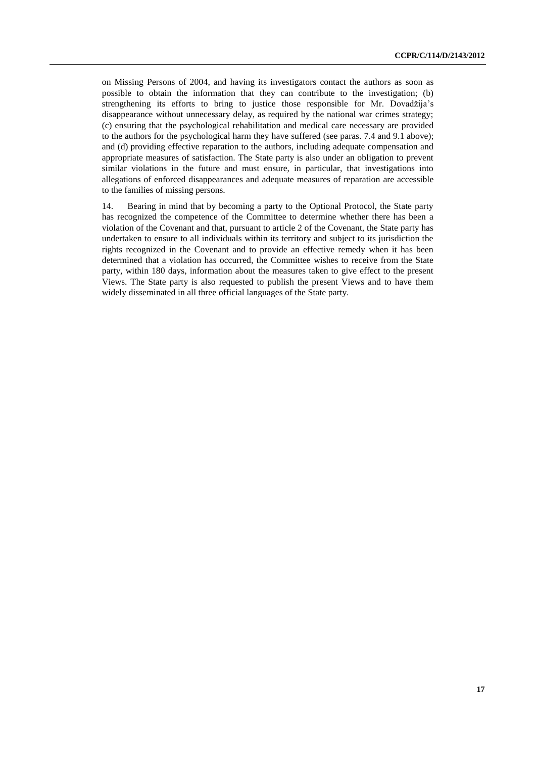on Missing Persons of 2004, and having its investigators contact the authors as soon as possible to obtain the information that they can contribute to the investigation; (b) strengthening its efforts to bring to justice those responsible for Mr. Dovadžija's disappearance without unnecessary delay, as required by the national war crimes strategy; (c) ensuring that the psychological rehabilitation and medical care necessary are provided to the authors for the psychological harm they have suffered (see paras. 7.4 and 9.1 above); and (d) providing effective reparation to the authors, including adequate compensation and appropriate measures of satisfaction. The State party is also under an obligation to prevent similar violations in the future and must ensure, in particular, that investigations into allegations of enforced disappearances and adequate measures of reparation are accessible to the families of missing persons.

14. Bearing in mind that by becoming a party to the Optional Protocol, the State party has recognized the competence of the Committee to determine whether there has been a violation of the Covenant and that, pursuant to article 2 of the Covenant, the State party has undertaken to ensure to all individuals within its territory and subject to its jurisdiction the rights recognized in the Covenant and to provide an effective remedy when it has been determined that a violation has occurred, the Committee wishes to receive from the State party, within 180 days, information about the measures taken to give effect to the present Views. The State party is also requested to publish the present Views and to have them widely disseminated in all three official languages of the State party.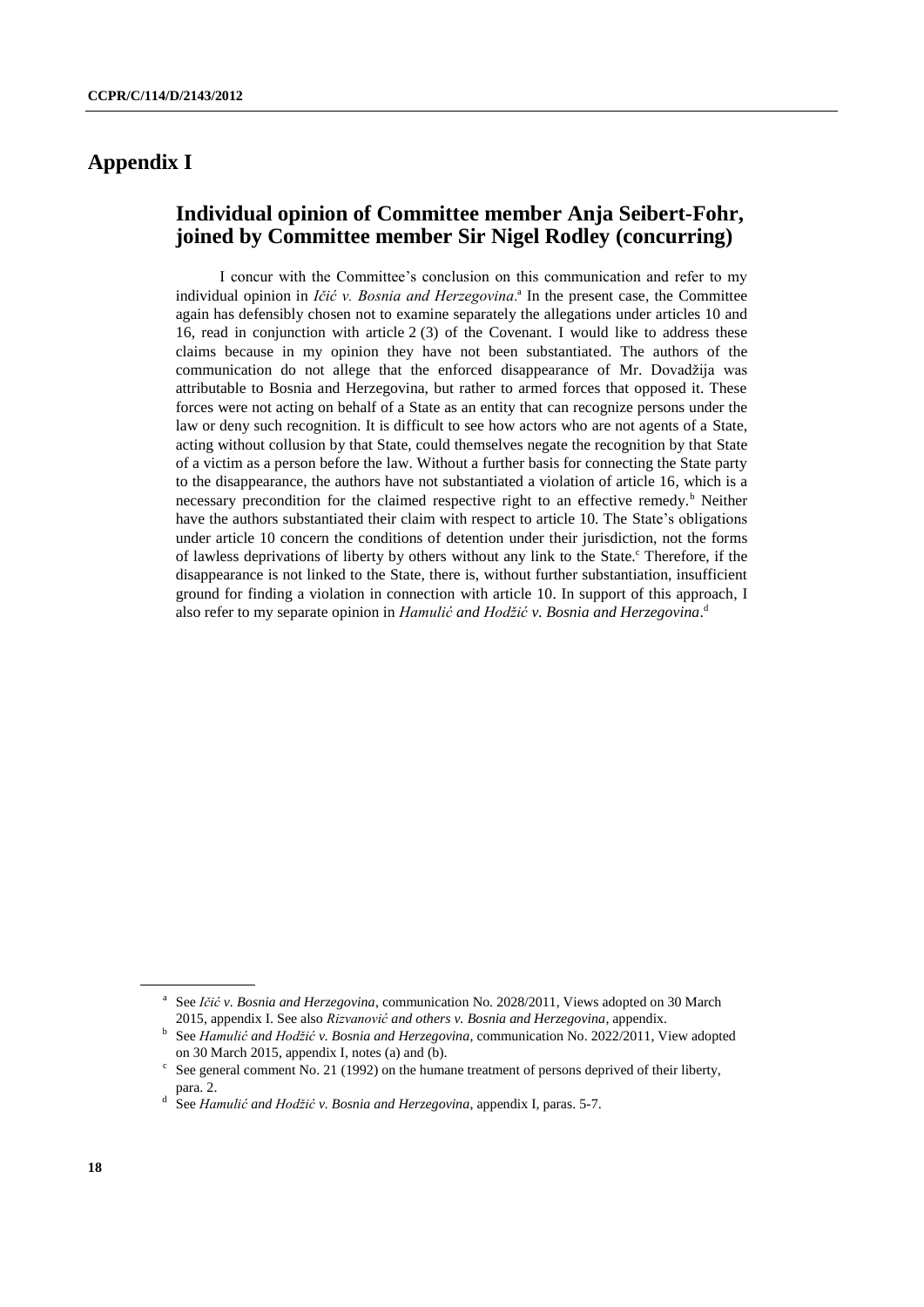# Appendix I

## Individual opinion of Committee member Anja Seibert-Fohr, joined by Committee member Sir Nigel Rodley (concurring)

I concur with the Committee's conclusion on this communication and refer to my individual opinion in *Ičić v. Bosnia and Herzegovina*.[a] In the present case, the Committee again has defensibly chosen not to examine separately the allegations under articles 10 and 16, read in conjunction with article 2 (3) of the Covenant. I would like to address these claims because in my opinion they have not been substantiated. The authors of the communication do not allege that the enforced disappearance of Mr. Dovadžija was attributable to Bosnia and Herzegovina, but rather to armed forces that opposed it. These forces were not acting on behalf of a State as an entity that can recognize persons under the law or deny such recognition. It is difficult to see how actors who are not agents of a State, acting without collusion by that State, could themselves negate the recognition by that State of a victim as a person before the law. Without a further basis for connecting the State party to the disappearance, the authors have not substantiated a violation of article 16, which is a necessary precondition for the claimed respective right to an effective remedy.[b] Neither have the authors substantiated their claim with respect to article 10. The State's obligations under article 10 concern the conditions of detention under their jurisdiction, not the forms of lawless deprivations of liberty by others without any link to the State.[c] Therefore, if the disappearance is not linked to the State, there is, without further substantiation, insufficient ground for finding a violation in connection with article 10. In support of this approach, I also refer to my separate opinion in *Hamulić and Hodžić v. Bosnia and Herzegovina*.[d]

---

[a] See *Ičić v. Bosnia and Herzegovina*, communication No. 2028/2011, Views adopted on 30 March 2015, appendix I. See also *Rizvanović and others v. Bosnia and Herzegovina*, appendix.

[b] See *Hamulić and Hodžić v. Bosnia and Herzegovina*, communication No. 2022/2011, View adopted on 30 March 2015, appendix I, notes (a) and (b).

[c] See general comment No. 21 (1992) on the humane treatment of persons deprived of their liberty, para. 2.

[d] See *Hamulić and Hodžić v. Bosnia and Herzegovina*, appendix I, paras. 5-7.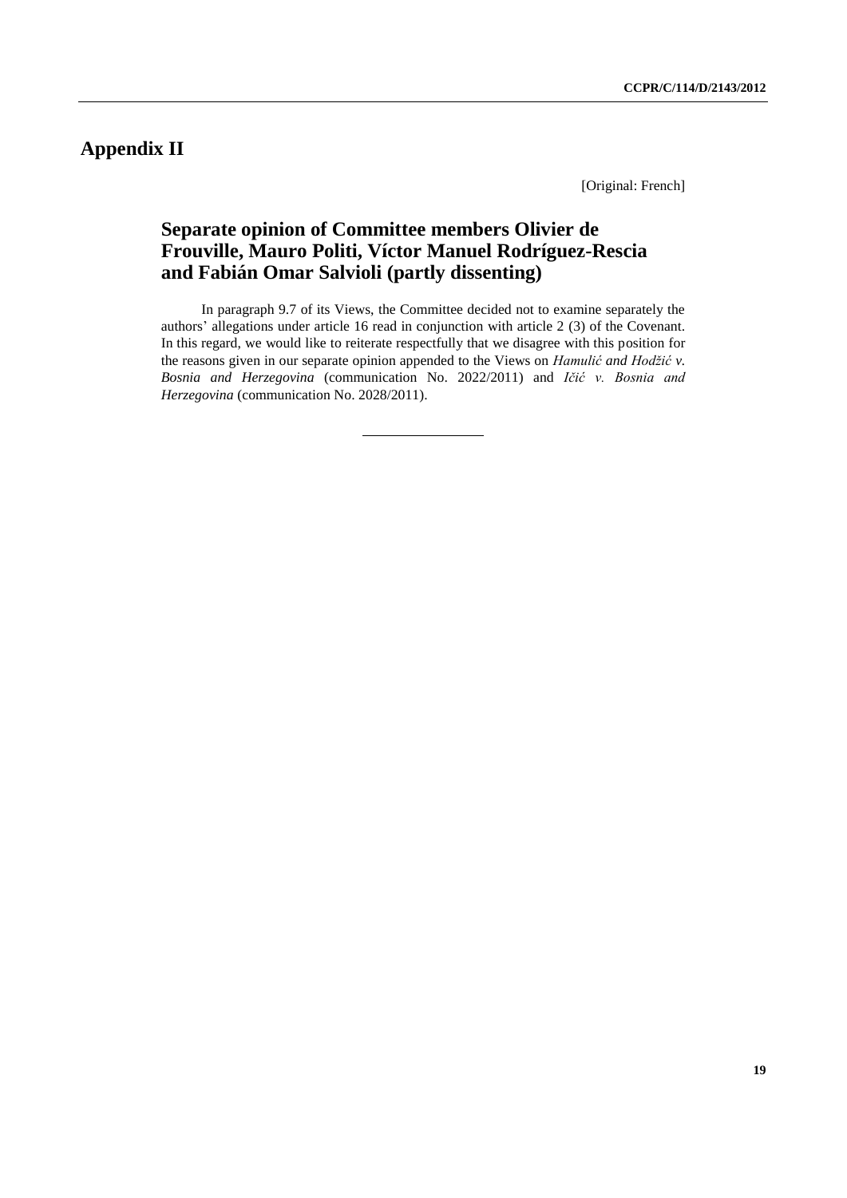# Appendix II

[Original: French]

## Separate opinion of Committee members Olivier de Frouville, Mauro Politi, Víctor Manuel Rodríguez-Rescia and Fabián Omar Salvioli (partly dissenting)

In paragraph 9.7 of its Views, the Committee decided not to examine separately the authors' allegations under article 16 read in conjunction with article 2 (3) of the Covenant. In this regard, we would like to reiterate respectfully that we disagree with this position for the reasons given in our separate opinion appended to the Views on *Hamulić and Hodžić v. Bosnia and Herzegovina* (communication No. 2022/2011) and *Ičić v. Bosnia and Herzegovina* (communication No. 2028/2011).